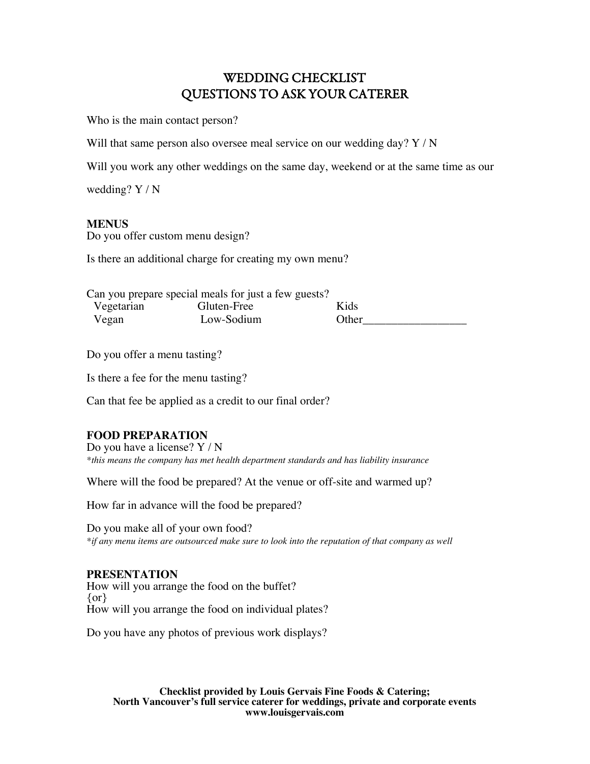# WEDDING CHECKLIST
# QUESTIONS TO ASK YOUR CATERER

Who is the main contact person?

Will that same person also oversee meal service on our wedding day? Y / N

Will you work any other weddings on the same day, weekend or at the same time as our wedding? Y / N

**MENUS**

Do you offer custom menu design?

Is there an additional charge for creating my own menu?

Can you prepare special meals for just a few guests?

| | | |
|---|---|---|
| Vegetarian | Gluten-Free | Kids |
| Vegan | Low-Sodium | Other__________________ |

Do you offer a menu tasting?

Is there a fee for the menu tasting?

Can that fee be applied as a credit to our final order?

**FOOD PREPARATION**

Do you have a license? Y / N

*\*this means the company has met health department standards and has liability insurance*

Where will the food be prepared? At the venue or off-site and warmed up?

How far in advance will the food be prepared?

Do you make all of your own food?

*\*if any menu items are outsourced make sure to look into the reputation of that company as well*

**PRESENTATION**

How will you arrange the food on the buffet?
{or}
How will you arrange the food on individual plates?

Do you have any photos of previous work displays?

**Checklist provided by Louis Gervais Fine Foods & Catering;**
**North Vancouver's full service caterer for weddings, private and corporate events**
**www.louisgervais.com**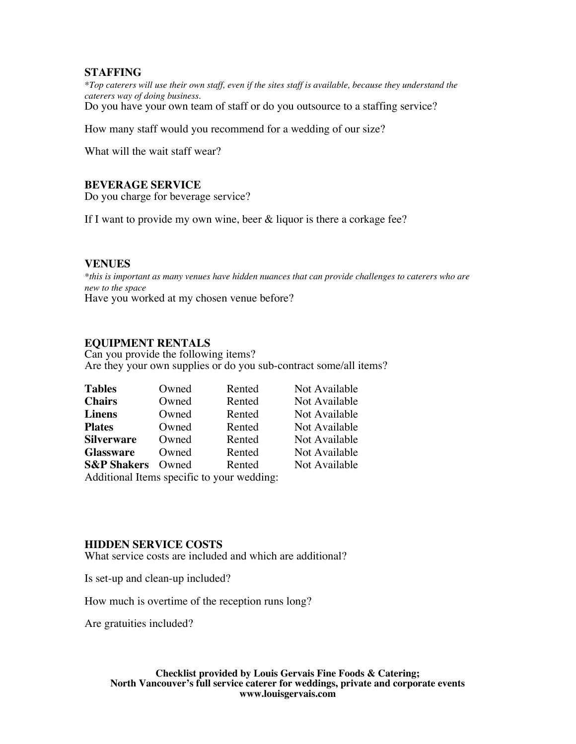### STAFFING

*\*Top caterers will use their own staff, even if the sites staff is available, because they understand the caterers way of doing business.*

Do you have your own team of staff or do you outsource to a staffing service?

How many staff would you recommend for a wedding of our size?

What will the wait staff wear?

### BEVERAGE SERVICE

Do you charge for beverage service?

If I want to provide my own wine, beer & liquor is there a corkage fee?

### VENUES

*\*this is important as many venues have hidden nuances that can provide challenges to caterers who are new to the space*

Have you worked at my chosen venue before?

### EQUIPMENT RENTALS

Can you provide the following items?
Are they your own supplies or do you sub-contract some/all items?

| | | | |
|---|---|---|---|
| **Tables** | Owned | Rented | Not Available |
| **Chairs** | Owned | Rented | Not Available |
| **Linens** | Owned | Rented | Not Available |
| **Plates** | Owned | Rented | Not Available |
| **Silverware** | Owned | Rented | Not Available |
| **Glassware** | Owned | Rented | Not Available |
| **S&P Shakers** | Owned | Rented | Not Available |

Additional Items specific to your wedding:

### HIDDEN SERVICE COSTS

What service costs are included and which are additional?

Is set-up and clean-up included?

How much is overtime of the reception runs long?

Are gratuities included?

**Checklist provided by Louis Gervais Fine Foods & Catering;**
**North Vancouver's full service caterer for weddings, private and corporate events**
**www.louisgervais.com**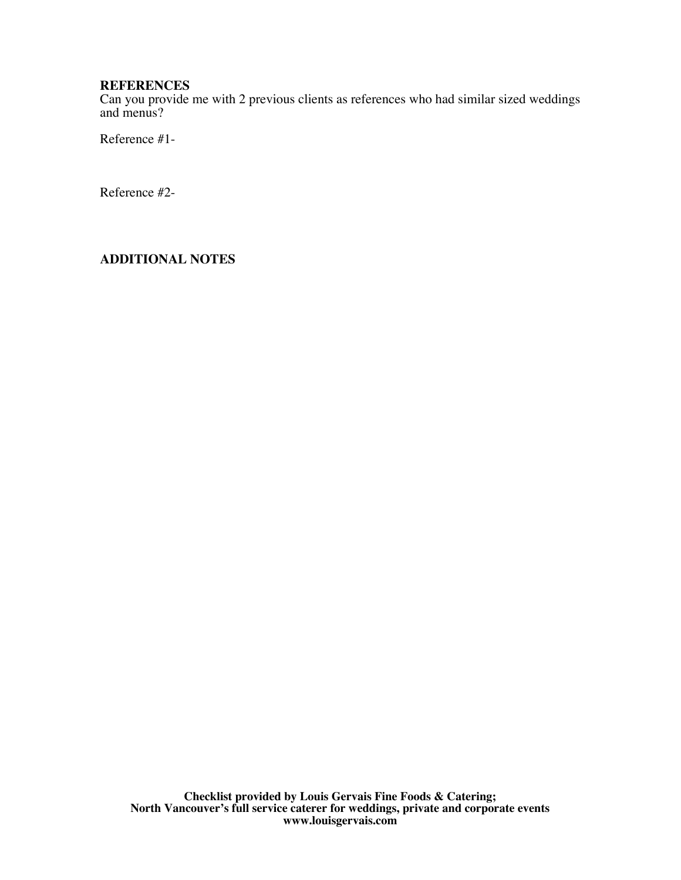**REFERENCES**
Can you provide me with 2 previous clients as references who had similar sized weddings and menus?

Reference #1-

Reference #2-

**ADDITIONAL NOTES**

**Checklist provided by Louis Gervais Fine Foods & Catering;**
**North Vancouver's full service caterer for weddings, private and corporate events**
**www.louisgervais.com**